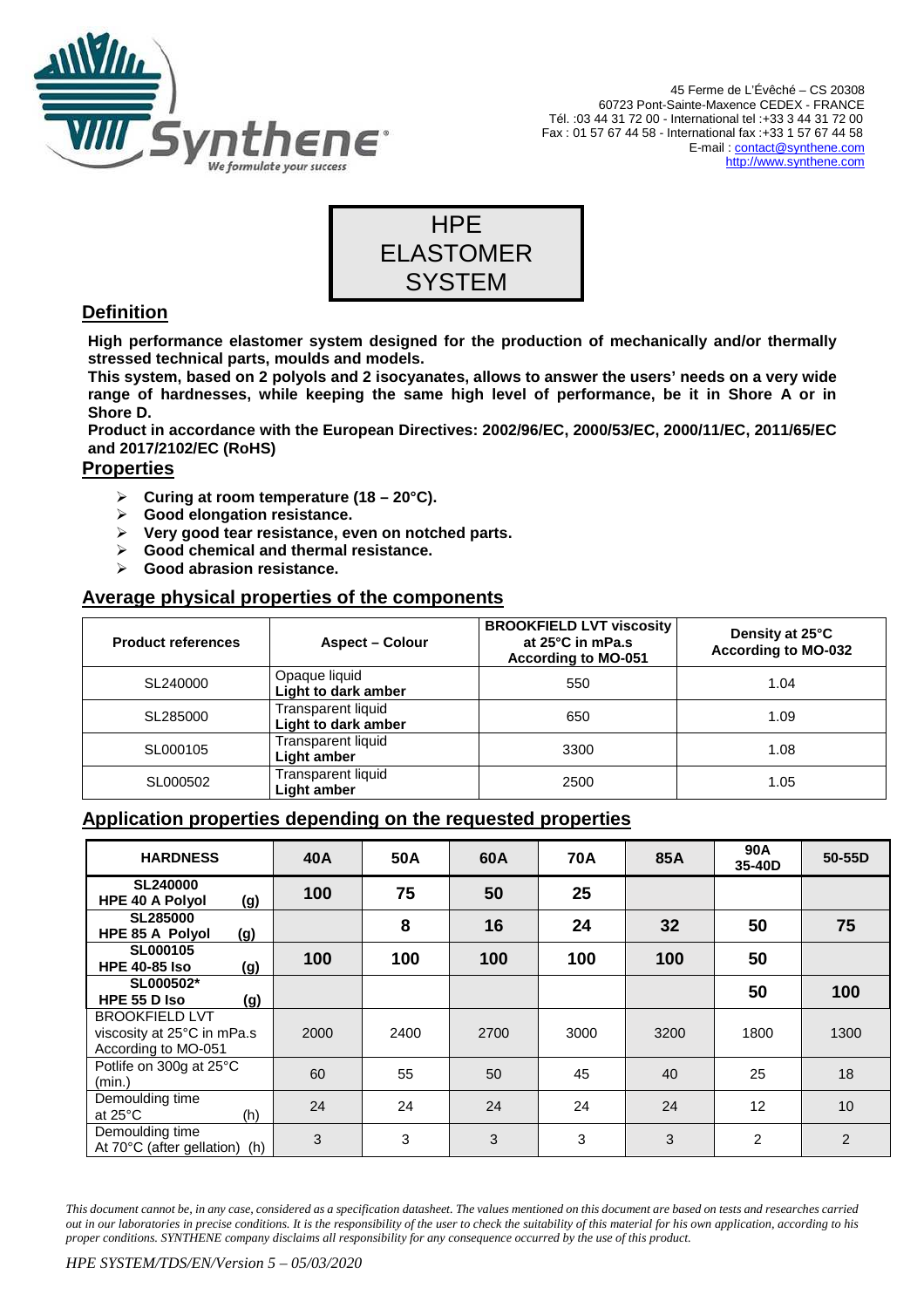45 Ferme de L'Évêché – CS 20308
60723 Pont-Sainte-Maxence CEDEX - FRANCE
Tél. :03 44 31 72 00 - International tel :+33 3 44 31 72 00
Fax : 01 57 67 44 58 - International fax :+33 1 57 67 44 58
E-mail : contact@synthene.com
http://www.synthene.com

# HPE ELASTOMER SYSTEM

## Definition

**High performance elastomer system designed for the production of mechanically and/or thermally stressed technical parts, moulds and models.**

**This system, based on 2 polyols and 2 isocyanates, allows to answer the users' needs on a very wide range of hardnesses, while keeping the same high level of performance, be it in Shore A or in Shore D.**

**Product in accordance with the European Directives: 2002/96/EC, 2000/53/EC, 2000/11/EC, 2011/65/EC and 2017/2102/EC (RoHS)**

## Properties

- **Curing at room temperature (18 – 20°C).**
- **Good elongation resistance.**
- **Very good tear resistance, even on notched parts.**
- **Good chemical and thermal resistance.**
- **Good abrasion resistance.**

## Average physical properties of the components

| Product references | Aspect – Colour | BROOKFIELD LVT viscosity at 25°C in mPa.s According to MO-051 | Density at 25°C According to MO-032 |
|---|---|---|---|
| SL240000 | Opaque liquid **Light to dark amber** | 550 | 1.04 |
| SL285000 | Transparent liquid **Light to dark amber** | 650 | 1.09 |
| SL000105 | Transparent liquid **Light amber** | 3300 | 1.08 |
| SL000502 | Transparent liquid **Light amber** | 2500 | 1.05 |

## Application properties depending on the requested properties

| HARDNESS | 40A | 50A | 60A | 70A | 85A | 90A 35-40D | 50-55D |
|---|---|---|---|---|---|---|---|
| **SL240000 HPE 40 A Polyol (g)** | **100** | **75** | **50** | **25** | | | |
| **SL285000 HPE 85 A Polyol (g)** | | **8** | **16** | **24** | **32** | **50** | **75** |
| **SL000105 HPE 40-85 Iso (g)** | **100** | **100** | **100** | **100** | **100** | **50** | |
| **SL000502* HPE 55 D Iso (g)** | | | | | | **50** | **100** |
| BROOKFIELD LVT viscosity at 25°C in mPa.s According to MO-051 | 2000 | 2400 | 2700 | 3000 | 3200 | 1800 | 1300 |
| Potlife on 300g at 25°C (min.) | 60 | 55 | 50 | 45 | 40 | 25 | 18 |
| Demoulding time at 25°C (h) | 24 | 24 | 24 | 24 | 24 | 12 | 10 |
| Demoulding time At 70°C (after gellation) (h) | 3 | 3 | 3 | 3 | 3 | 2 | 2 |

*This document cannot be, in any case, considered as a specification datasheet. The values mentioned on this document are based on tests and researches carried out in our laboratories in precise conditions. It is the responsibility of the user to check the suitability of this material for his own application, according to his proper conditions. SYNTHENE company disclaims all responsibility for any consequence occurred by the use of this product.*

*HPE SYSTEM/TDS/EN/Version 5 – 05/03/2020*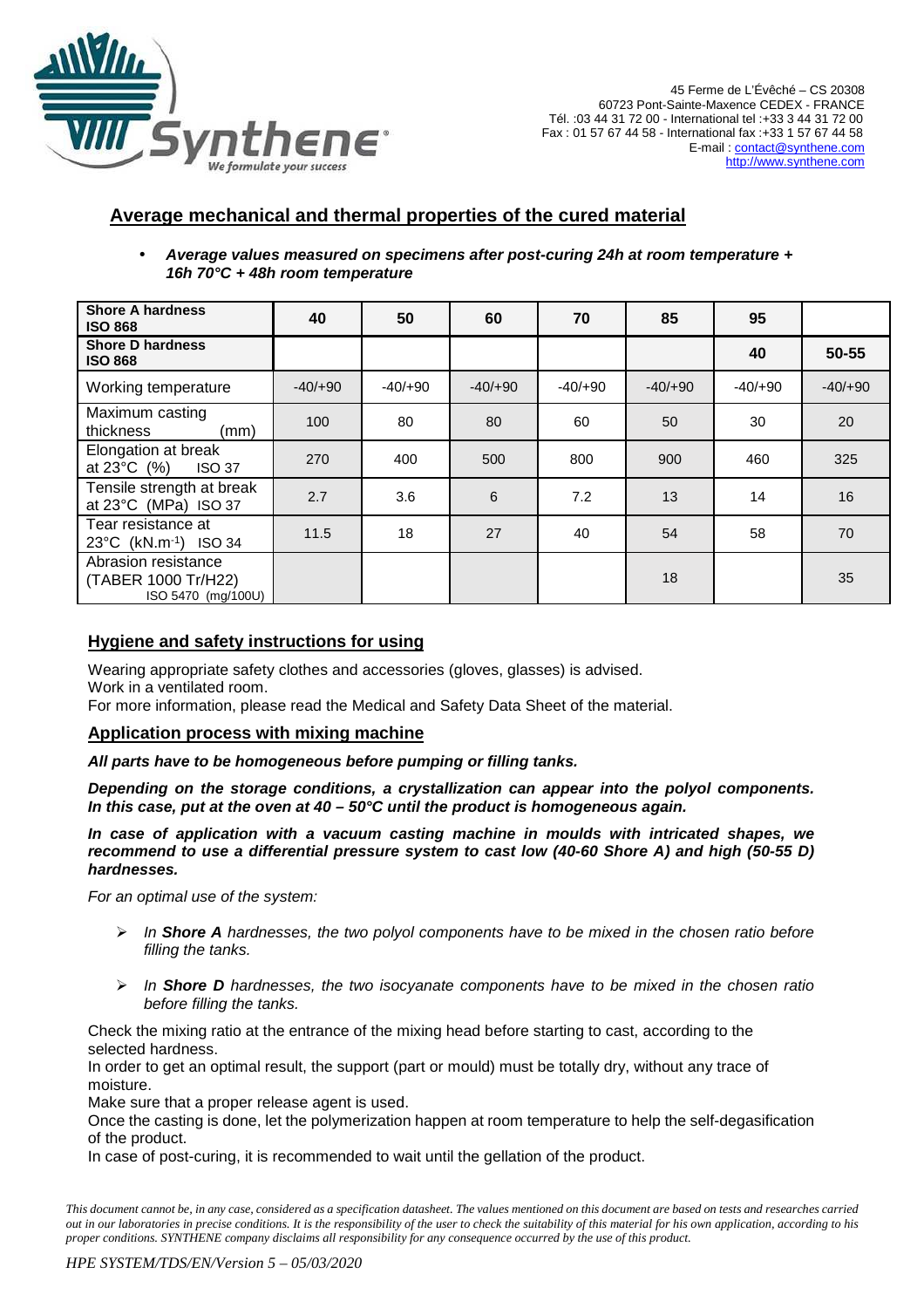## Average mechanical and thermal properties of the cured material

- ***Average values measured on specimens after post-curing 24h at room temperature + 16h 70°C + 48h room temperature***

| **Shore A hardness ISO 868** | **40** | **50** | **60** | **70** | **85** | **95** | |
|---|---|---|---|---|---|---|---|
| **Shore D hardness ISO 868** | | | | | | **40** | **50-55** |
| Working temperature | -40/+90 | -40/+90 | -40/+90 | -40/+90 | -40/+90 | -40/+90 | -40/+90 |
| Maximum casting thickness (mm) | 100 | 80 | 80 | 60 | 50 | 30 | 20 |
| Elongation at break at 23°C (%) ISO 37 | 270 | 400 | 500 | 800 | 900 | 460 | 325 |
| Tensile strength at break at 23°C (MPa) ISO 37 | 2.7 | 3.6 | 6 | 7.2 | 13 | 14 | 16 |
| Tear resistance at 23°C ($kN.m^{-1}$) ISO 34 | 11.5 | 18 | 27 | 40 | 54 | 58 | 70 |
| Abrasion resistance (TABER 1000 Tr/H22) ISO 5470 (mg/100U) | | | | | 18 | | 35 |

## Hygiene and safety instructions for using

Wearing appropriate safety clothes and accessories (gloves, glasses) is advised.
Work in a ventilated room.
For more information, please read the Medical and Safety Data Sheet of the material.

## Application process with mixing machine

***All parts have to be homogeneous before pumping or filling tanks.***

***Depending on the storage conditions, a crystallization can appear into the polyol components. In this case, put at the oven at 40 – 50°C until the product is homogeneous again.***

***In case of application with a vacuum casting machine in moulds with intricated shapes, we recommend to use a differential pressure system to cast low (40-60 Shore A) and high (50-55 D) hardnesses.***

*For an optimal use of the system:*

- *In **Shore A** hardnesses, the two polyol components have to be mixed in the chosen ratio before filling the tanks.*
- *In **Shore D** hardnesses, the two isocyanate components have to be mixed in the chosen ratio before filling the tanks.*

Check the mixing ratio at the entrance of the mixing head before starting to cast, according to the selected hardness.
In order to get an optimal result, the support (part or mould) must be totally dry, without any trace of moisture.
Make sure that a proper release agent is used.
Once the casting is done, let the polymerization happen at room temperature to help the self-degasification of the product.
In case of post-curing, it is recommended to wait until the gellation of the product.

*This document cannot be, in any case, considered as a specification datasheet. The values mentioned on this document are based on tests and researches carried out in our laboratories in precise conditions. It is the responsibility of the user to check the suitability of this material for his own application, according to his proper conditions. SYNTHENE company disclaims all responsibility for any consequence occurred by the use of this product.*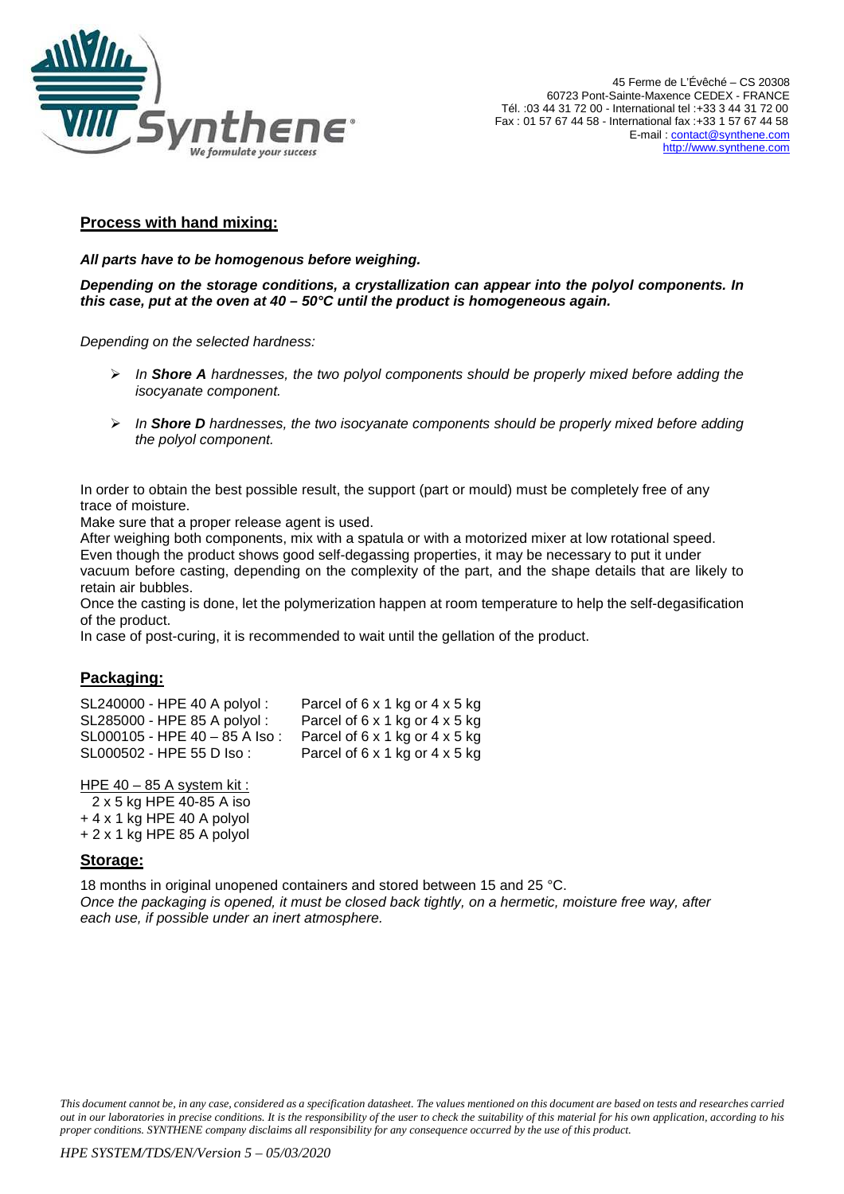45 Ferme de L'Évêché – CS 20308
60723 Pont-Sainte-Maxence CEDEX - FRANCE
Tél. :03 44 31 72 00 - International tel :+33 3 44 31 72 00
Fax : 01 57 67 44 58 - International fax :+33 1 57 67 44 58
E-mail : contact@synthene.com
http://www.synthene.com

## Process with hand mixing:

***All parts have to be homogenous before weighing.***

***Depending on the storage conditions, a crystallization can appear into the polyol components. In this case, put at the oven at 40 – 50°C until the product is homogeneous again.***

*Depending on the selected hardness:*

- *In **Shore A** hardnesses, the two polyol components should be properly mixed before adding the isocyanate component.*
- *In **Shore D** hardnesses, the two isocyanate components should be properly mixed before adding the polyol component.*

In order to obtain the best possible result, the support (part or mould) must be completely free of any trace of moisture.
Make sure that a proper release agent is used.
After weighing both components, mix with a spatula or with a motorized mixer at low rotational speed.
Even though the product shows good self-degassing properties, it may be necessary to put it under vacuum before casting, depending on the complexity of the part, and the shape details that are likely to retain air bubbles.
Once the casting is done, let the polymerization happen at room temperature to help the self-degasification of the product.
In case of post-curing, it is recommended to wait until the gellation of the product.

## Packaging:

| | |
|---|---|
| SL240000 - HPE 40 A polyol : | Parcel of 6 x 1 kg or 4 x 5 kg |
| SL285000 - HPE 85 A polyol : | Parcel of 6 x 1 kg or 4 x 5 kg |
| SL000105 - HPE 40 – 85 A Iso : | Parcel of 6 x 1 kg or 4 x 5 kg |
| SL000502 - HPE 55 D Iso : | Parcel of 6 x 1 kg or 4 x 5 kg |

HPE 40 – 85 A system kit :
2 x 5 kg HPE 40-85 A iso
+ 4 x 1 kg HPE 40 A polyol
+ 2 x 1 kg HPE 85 A polyol

## Storage:

18 months in original unopened containers and stored between 15 and 25 °C.
*Once the packaging is opened, it must be closed back tightly, on a hermetic, moisture free way, after each use, if possible under an inert atmosphere.*

*This document cannot be, in any case, considered as a specification datasheet. The values mentioned on this document are based on tests and researches carried out in our laboratories in precise conditions. It is the responsibility of the user to check the suitability of this material for his own application, according to his proper conditions. SYNTHENE company disclaims all responsibility for any consequence occurred by the use of this product.*

*HPE SYSTEM/TDS/EN/Version 5 – 05/03/2020*